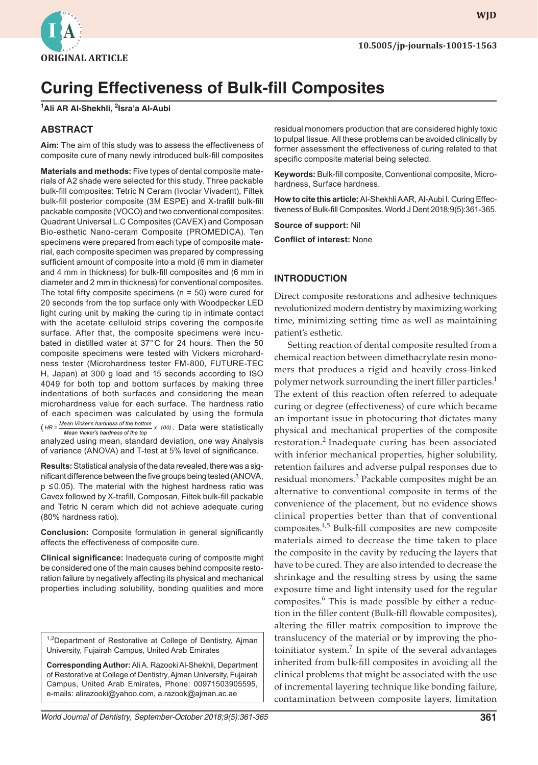ORIGINAL ARTICLE

10.5005/jp-journals-10015-1563

# Curing Effectiveness of Bulk-fill Composites

[1]Ali AR Al-Shekhli, [2]Isra'a Al-Aubi

## ABSTRACT

**Aim:** The aim of this study was to assess the effectiveness of composite cure of many newly introduced bulk-fill composites

**Materials and methods:** Five types of dental composite materials of A2 shade were selected for this study. Three packable bulk-fill composites: Tetric N Ceram (Ivoclar Vivadent), Filtek bulk-fill posterior composite (3M ESPE) and X-trafill bulk-fill packable composite (VOCO) and two conventional composites: Quadrant Universal L.C Composites (CAVEX) and Composan Bio-esthetic Nano-ceram Composite (PROMEDICA). Ten specimens were prepared from each type of composite material, each composite specimen was prepared by compressing sufficient amount of composite into a mold (6 mm in diameter and 4 mm in thickness) for bulk-fill composites and (6 mm in diameter and 2 mm in thickness) for conventional composites. The total fifty composite specimens (n = 50) were cured for 20 seconds from the top surface only with Woodpecker LED light curing unit by making the curing tip in intimate contact with the acetate celluloid strips covering the composite surface. After that, the composite specimens were incubated in distilled water at 37°C for 24 hours. Then the 50 composite specimens were tested with Vickers microhardness tester (Microhardness tester FM-800, FUTURE-TEC H, Japan) at 300 g load and 15 seconds according to ISO 4049 for both top and bottom surfaces by making three indentations of both surfaces and considering the mean microhardness value for each surface. The hardness ratio of each specimen was calculated by using the formula ($HR = \frac{\text{Mean Vicker's hardness of the bottom}}{\text{Mean Vicker's hardness of the top}} \times 100$). Data were statistically analyzed using mean, standard deviation, one way Analysis of variance (ANOVA) and T-test at 5% level of significance.

**Results:** Statistical analysis of the data revealed, there was a significant difference between the five groups being tested (ANOVA, $p \leq 0.05$). The material with the highest hardness ratio was Cavex followed by X-trafill, Composan, Filtek bulk-fill packable and Tetric N ceram which did not achieve adequate curing (80% hardness ratio).

**Conclusion:** Composite formulation in general significantly affects the effectiveness of composite cure.

**Clinical significance:** Inadequate curing of composite might be considered one of the main causes behind composite restoration failure by negatively affecting its physical and mechanical properties including solubility, bonding qualities and more residual monomers production that are considered highly toxic to pulpal tissue. All these problems can be avoided clinically by former assessment the effectiveness of curing related to that specific composite material being selected.

**Keywords:** Bulk-fill composite, Conventional composite, Microhardness, Surface hardness.

**How to cite this article:** Al-Shekhli AAR, Al-Aubi I. Curing Effectiveness of Bulk-fill Composites. World J Dent 2018;9(5):361-365.

**Source of support:** Nil

**Conflict of interest:** None

[1,2]Department of Restorative at College of Dentistry, Ajman University, Fujairah Campus, United Arab Emirates

**Corresponding Author:** Ali A. Razooki Al-Shekhli, Department of Restorative at College of Dentistry, Ajman University, Fujairah Campus, United Arab Emirates, Phone: 00971503905595, e-mails: alirazooki@yahoo.com, a.razook@ajman.ac.ae

## INTRODUCTION

Direct composite restorations and adhesive techniques revolutionized modern dentistry by maximizing working time, minimizing setting time as well as maintaining patient's esthetic.

Setting reaction of dental composite resulted from a chemical reaction between dimethacrylate resin monomers that produces a rigid and heavily cross-linked polymer network surrounding the inert filler particles.[1] The extent of this reaction often referred to adequate curing or degree (effectiveness) of cure which became an important issue in photocuring that dictates many physical and mechanical properties of the composite restoration.[2] Inadequate curing has been associated with inferior mechanical properties, higher solubility, retention failures and adverse pulpal responses due to residual monomers.[3] Packable composites might be an alternative to conventional composite in terms of the convenience of the placement, but no evidence shows clinical properties better than that of conventional composites.[4,5] Bulk-fill composites are new composite materials aimed to decrease the time taken to place the composite in the cavity by reducing the layers that have to be cured. They are also intended to decrease the shrinkage and the resulting stress by using the same exposure time and light intensity used for the regular composites.[6] This is made possible by either a reduction in the filler content (Bulk-fill flowable composites), altering the filler matrix composition to improve the translucency of the material or by improving the photoinitiator system.[7] In spite of the several advantages inherited from bulk-fill composites in avoiding all the clinical problems that might be associated with the use of incremental layering technique like bonding failure, contamination between composite layers, limitation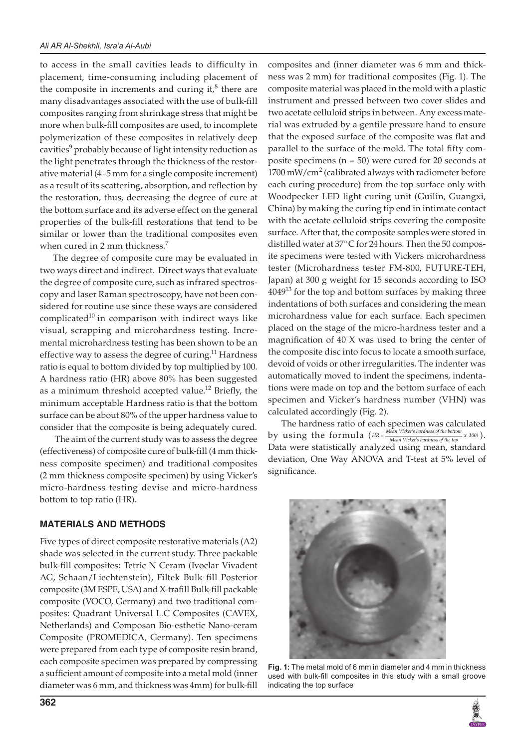to access in the small cavities leads to difficulty in placement, time-consuming including placement of the composite in increments and curing it,[8] there are many disadvantages associated with the use of bulk-fill composites ranging from shrinkage stress that might be more when bulk-fill composites are used, to incomplete polymerization of these composites in relatively deep cavities[9] probably because of light intensity reduction as the light penetrates through the thickness of the restorative material (4–5 mm for a single composite increment) as a result of its scattering, absorption, and reflection by the restoration, thus, decreasing the degree of cure at the bottom surface and its adverse effect on the general properties of the bulk-fill restorations that tend to be similar or lower than the traditional composites even when cured in 2 mm thickness.[7]

The degree of composite cure may be evaluated in two ways direct and indirect. Direct ways that evaluate the degree of composite cure, such as infrared spectroscopy and laser Raman spectroscopy, have not been considered for routine use since these ways are considered complicated[10] in comparison with indirect ways like visual, scrapping and microhardness testing. Incremental microhardness testing has been shown to be an effective way to assess the degree of curing.[11] Hardness ratio is equal to bottom divided by top multiplied by 100. A hardness ratio (HR) above 80% has been suggested as a minimum threshold accepted value.[12] Briefly, the minimum acceptable Hardness ratio is that the bottom surface can be about 80% of the upper hardness value to consider that the composite is being adequately cured.

The aim of the current study was to assess the degree (effectiveness) of composite cure of bulk-fill (4 mm thickness composite specimen) and traditional composites (2 mm thickness composite specimen) by using Vicker's micro-hardness testing devise and micro-hardness bottom to top ratio (HR).

## MATERIALS AND METHODS

Five types of direct composite restorative materials (A2) shade was selected in the current study. Three packable bulk-fill composites: Tetric N Ceram (Ivoclar Vivadent AG, Schaan/Liechtenstein), Filtek Bulk fill Posterior composite (3M ESPE, USA) and X-trafill Bulk-fill packable composite (VOCO, Germany) and two traditional composites: Quadrant Universal L.C Composites (CAVEX, Netherlands) and Composan Bio-esthetic Nano-ceram Composite (PROMEDICA, Germany). Ten specimens were prepared from each type of composite resin brand, each composite specimen was prepared by compressing a sufficient amount of composite into a metal mold (inner diameter was 6 mm, and thickness was 4mm) for bulk-fill composites and (inner diameter was 6 mm and thickness was 2 mm) for traditional composites (Fig. 1). The composite material was placed in the mold with a plastic instrument and pressed between two cover slides and two acetate celluloid strips in between. Any excess material was extruded by a gentile pressure hand to ensure that the exposed surface of the composite was flat and parallel to the surface of the mold. The total fifty composite specimens (n = 50) were cured for 20 seconds at 1700 mW/cm$^2$ (calibrated always with radiometer before each curing procedure) from the top surface only with Woodpecker LED light curing unit (Guilin, Guangxi, China) by making the curing tip end in intimate contact with the acetate celluloid strips covering the composite surface. After that, the composite samples were stored in distilled water at 37°C for 24 hours. Then the 50 composite specimens were tested with Vickers microhardness tester (Microhardness tester FM-800, FUTURE-TEH, Japan) at 300 g weight for 15 seconds according to ISO 4049[13] for the top and bottom surfaces by making three indentations of both surfaces and considering the mean microhardness value for each surface. Each specimen placed on the stage of the micro-hardness tester and a magnification of 40 X was used to bring the center of the composite disc into focus to locate a smooth surface, devoid of voids or other irregularities. The indenter was automatically moved to indent the specimens, indentations were made on top and the bottom surface of each specimen and Vicker's hardness number (VHN) was calculated accordingly (Fig. 2).

The hardness ratio of each specimen was calculated by using the formula ($HR = \frac{\text{Mean Vicker's hardness of the bottom}}{\text{Mean Vicker's hardness of the top}} \times 100$). Data were statistically analyzed using mean, standard deviation, One Way ANOVA and T-test at 5% level of significance.

**Fig. 1:** The metal mold of 6 mm in diameter and 4 mm in thickness used with bulk-fill composites in this study with a small groove indicating the top surface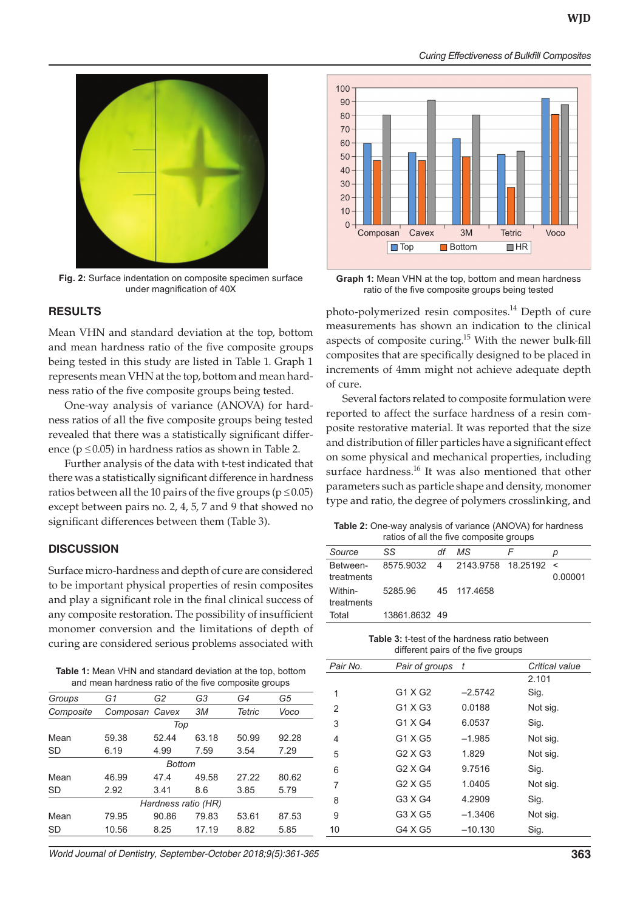Fig. 2: Surface indentation on composite specimen surface under magnification of 40X

Graph 1: Mean VHN at the top, bottom and mean hardness ratio of the five composite groups being tested

## RESULTS

Mean VHN and standard deviation at the top, bottom and mean hardness ratio of the five composite groups being tested in this study are listed in Table 1. Graph 1 represents mean VHN at the top, bottom and mean hardness ratio of the five composite groups being tested.

One-way analysis of variance (ANOVA) for hardness ratios of all the five composite groups being tested revealed that there was a statistically significant difference ($p \leq 0.05$) in hardness ratios as shown in Table 2.

Further analysis of the data with t-test indicated that there was a statistically significant difference in hardness ratios between all the 10 pairs of the five groups ($p \leq 0.05$) except between pairs no. 2, 4, 5, 7 and 9 that showed no significant differences between them (Table 3).

## DISCUSSION

Surface micro-hardness and depth of cure are considered to be important physical properties of resin composites and play a significant role in the final clinical success of any composite restoration. The possibility of insufficient monomer conversion and the limitations of depth of curing are considered serious problems associated with photo-polymerized resin composites.[14] Depth of cure measurements has shown an indication to the clinical aspects of composite curing.[15] With the newer bulk-fill composites that are specifically designed to be placed in increments of 4mm might not achieve adequate depth of cure.

Several factors related to composite formulation were reported to affect the surface hardness of a resin composite restorative material. It was reported that the size and distribution of filler particles have a significant effect on some physical and mechanical properties, including surface hardness.[16] It was also mentioned that other parameters such as particle shape and density, monomer type and ratio, the degree of polymers crosslinking, and

**Table 1:** Mean VHN and standard deviation at the top, bottom and mean hardness ratio of the five composite groups

| Groups | G1 | G2 | G3 | G4 | G5 |
|---|---|---|---|---|---|
| Composite | Composan | Cavex | 3M | Tetric | Voco |
| | | | *Top* | | |
| Mean | 59.38 | 52.44 | 63.18 | 50.99 | 92.28 |
| SD | 6.19 | 4.99 | 7.59 | 3.54 | 7.29 |
| | | | *Bottom* | | |
| Mean | 46.99 | 47.4 | 49.58 | 27.22 | 80.62 |
| SD | 2.92 | 3.41 | 8.6 | 3.85 | 5.79 |
| | | | *Hardness ratio (HR)* | | |
| Mean | 79.95 | 90.86 | 79.83 | 53.61 | 87.53 |
| SD | 10.56 | 8.25 | 17.19 | 8.82 | 5.85 |

**Table 2:** One-way analysis of variance (ANOVA) for hardness ratios of all the five composite groups

| Source | SS | df | MS | F | p |
|---|---|---|---|---|---|
| Between-treatments | 8575.9032 | 4 | 2143.9758 | 18.25192 | < 0.00001 |
| Within-treatments | 5285.96 | 45 | 117.4658 | | |
| Total | 13861.8632 | 49 | | | |

**Table 3:** t-test of the hardness ratio between different pairs of the five groups

| Pair No. | Pair of groups | t | Critical value 2.101 |
|---|---|---|---|
| 1 | G1 X G2 | –2.5742 | Sig. |
| 2 | G1 X G3 | 0.0188 | Not sig. |
| 3 | G1 X G4 | 6.0537 | Sig. |
| 4 | G1 X G5 | –1.985 | Not sig. |
| 5 | G2 X G3 | 1.829 | Not sig. |
| 6 | G2 X G4 | 9.7516 | Sig. |
| 7 | G2 X G5 | 1.0405 | Not sig. |
| 8 | G3 X G4 | 4.2909 | Sig. |
| 9 | G3 X G5 | –1.3406 | Not sig. |
| 10 | G4 X G5 | –10.130 | Sig. |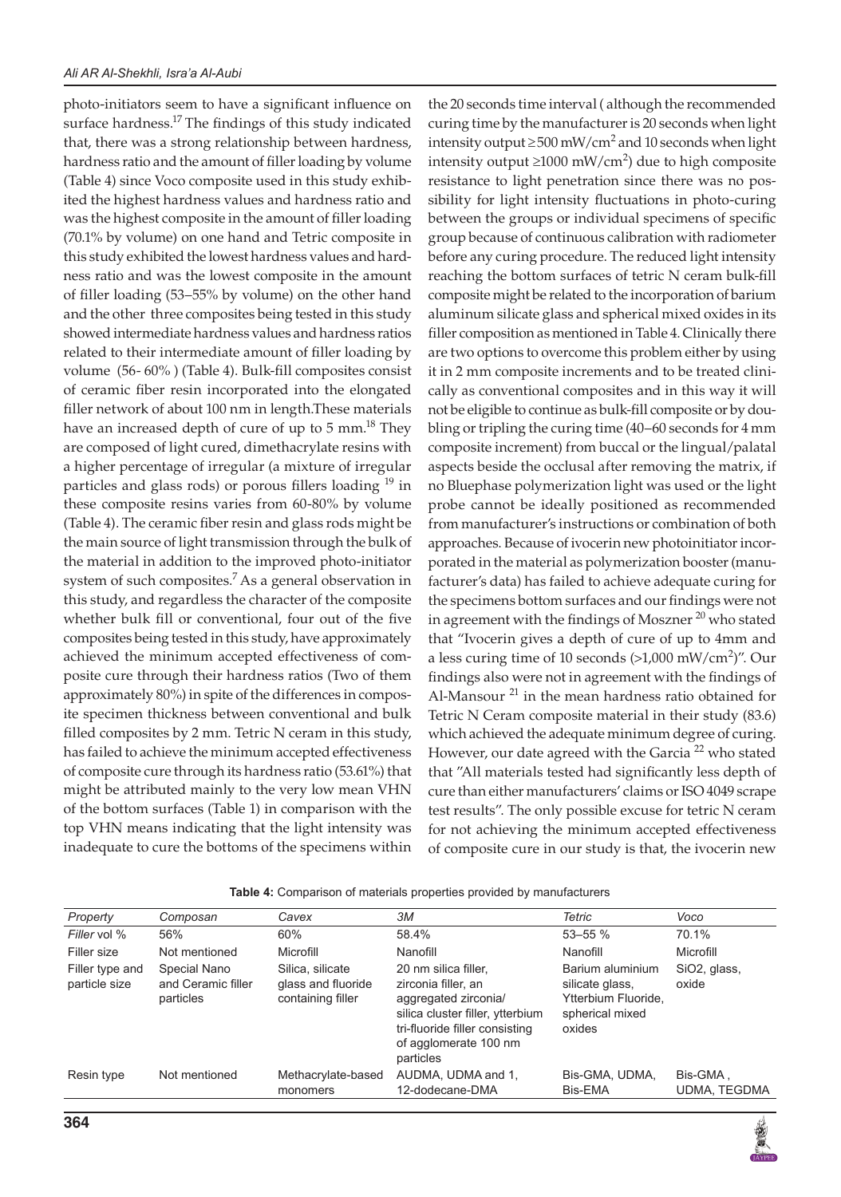photo-initiators seem to have a significant influence on surface hardness.[17] The findings of this study indicated that, there was a strong relationship between hardness, hardness ratio and the amount of filler loading by volume (Table 4) since Voco composite used in this study exhibited the highest hardness values and hardness ratio and was the highest composite in the amount of filler loading (70.1% by volume) on one hand and Tetric composite in this study exhibited the lowest hardness values and hardness ratio and was the lowest composite in the amount of filler loading (53–55% by volume) on the other hand and the other three composites being tested in this study showed intermediate hardness values and hardness ratios related to their intermediate amount of filler loading by volume (56- 60% ) (Table 4). Bulk-fill composites consist of ceramic fiber resin incorporated into the elongated filler network of about 100 nm in length.These materials have an increased depth of cure of up to 5 mm.[18] They are composed of light cured, dimethacrylate resins with a higher percentage of irregular (a mixture of irregular particles and glass rods) or porous fillers loading [19] in these composite resins varies from 60-80% by volume (Table 4). The ceramic fiber resin and glass rods might be the main source of light transmission through the bulk of the material in addition to the improved photo-initiator system of such composites.[7] As a general observation in this study, and regardless the character of the composite whether bulk fill or conventional, four out of the five composites being tested in this study, have approximately achieved the minimum accepted effectiveness of composite cure through their hardness ratios (Two of them approximately 80%) in spite of the differences in composite specimen thickness between conventional and bulk filled composites by 2 mm. Tetric N ceram in this study, has failed to achieve the minimum accepted effectiveness of composite cure through its hardness ratio (53.61%) that might be attributed mainly to the very low mean VHN of the bottom surfaces (Table 1) in comparison with the top VHN means indicating that the light intensity was inadequate to cure the bottoms of the specimens within the 20 seconds time interval ( although the recommended curing time by the manufacturer is 20 seconds when light intensity output $\geq 500$ mW/cm$^2$ and 10 seconds when light intensity output $\geq 1000$ mW/cm$^2$) due to high composite resistance to light penetration since there was no possibility for light intensity fluctuations in photo-curing between the groups or individual specimens of specific group because of continuous calibration with radiometer before any curing procedure. The reduced light intensity reaching the bottom surfaces of tetric N ceram bulk-fill composite might be related to the incorporation of barium aluminum silicate glass and spherical mixed oxides in its filler composition as mentioned in Table 4. Clinically there are two options to overcome this problem either by using it in 2 mm composite increments and to be treated clinically as conventional composites and in this way it will not be eligible to continue as bulk-fill composite or by doubling or tripling the curing time (40–60 seconds for 4 mm composite increment) from buccal or the lingual/palatal aspects beside the occlusal after removing the matrix, if no Bluephase polymerization light was used or the light probe cannot be ideally positioned as recommended from manufacturer's instructions or combination of both approaches. Because of ivocerin new photoinitiator incorporated in the material as polymerization booster (manufacturer's data) has failed to achieve adequate curing for the specimens bottom surfaces and our findings were not in agreement with the findings of Moszner [20] who stated that "Ivocerin gives a depth of cure of up to 4mm and a less curing time of 10 seconds (>1,000 mW/cm$^2$)". Our findings also were not in agreement with the findings of Al-Mansour [21] in the mean hardness ratio obtained for Tetric N Ceram composite material in their study (83.6) which achieved the adequate minimum degree of curing. However, our date agreed with the Garcia [22] who stated that "All materials tested had significantly less depth of cure than either manufacturers' claims or ISO 4049 scrape test results". The only possible excuse for tetric N ceram for not achieving the minimum accepted effectiveness of composite cure in our study is that, the ivocerin new

**Table 4:** Comparison of materials properties provided by manufacturers

| *Property* | *Composan* | *Cavex* | *3M* | *Tetric* | *Voco* |
|---|---|---|---|---|---|
| *Filler* vol % | 56% | 60% | 58.4% | 53–55 % | 70.1% |
| Filler size | Not mentioned | Microfill | Nanofill | Nanofill | Microfill |
| Filler type and particle size | Special Nano and Ceramic filler particles | Silica, silicate glass and fluoride containing filler | 20 nm silica filler, zirconia filler, an aggregated zirconia/ silica cluster filler, ytterbium tri-fluoride filler consisting of agglomerate 100 nm particles | Barium aluminium silicate glass, Ytterbium Fluoride, spherical mixed oxides | $SiO_2$, glass, oxide |
| Resin type | Not mentioned | Methacrylate-based monomers | AUDMA, UDMA and 1, 12-dodecane-DMA | Bis-GMA, UDMA, Bis-EMA | Bis-GMA , UDMA, TEGDMA |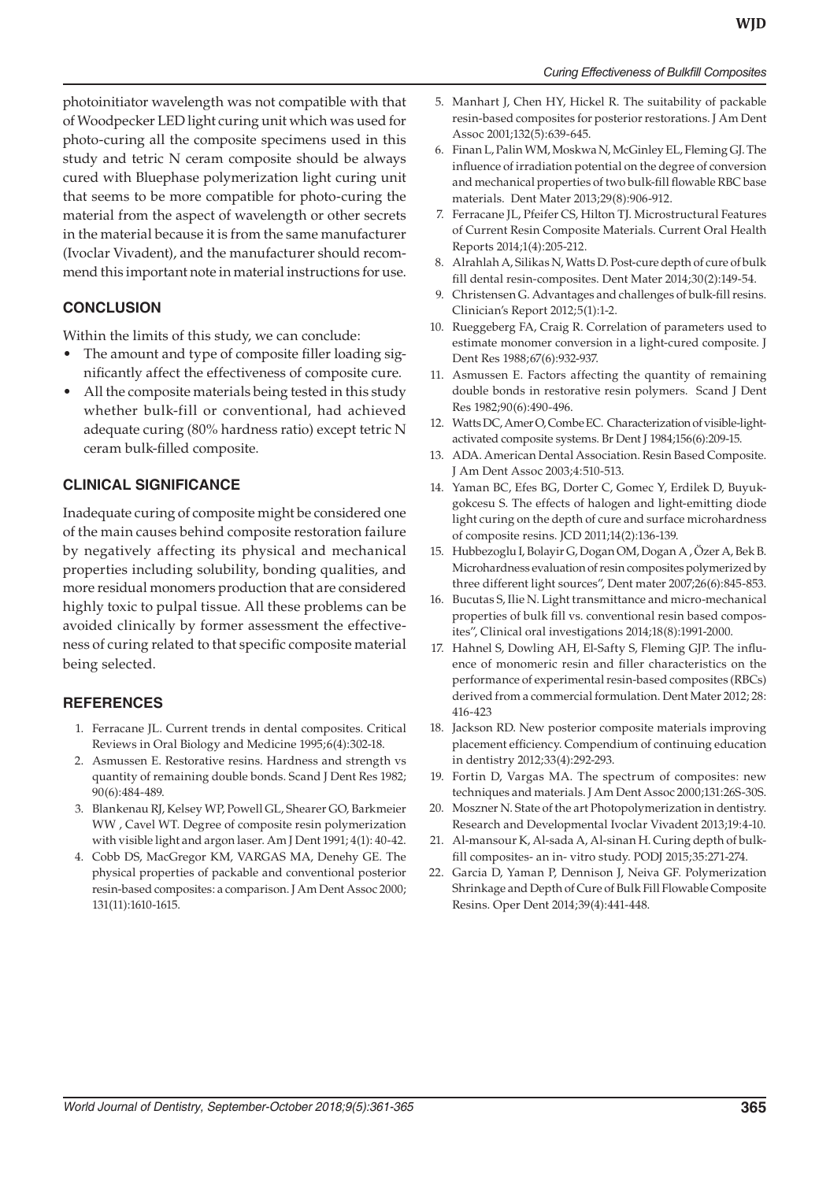photoinitiator wavelength was not compatible with that of Woodpecker LED light curing unit which was used for photo-curing all the composite specimens used in this study and tetric N ceram composite should be always cured with Bluephase polymerization light curing unit that seems to be more compatible for photo-curing the material from the aspect of wavelength or other secrets in the material because it is from the same manufacturer (Ivoclar Vivadent), and the manufacturer should recommend this important note in material instructions for use.

## CONCLUSION

Within the limits of this study, we can conclude:

- The amount and type of composite filler loading significantly affect the effectiveness of composite cure.
- All the composite materials being tested in this study whether bulk-fill or conventional, had achieved adequate curing (80% hardness ratio) except tetric N ceram bulk-filled composite.

## CLINICAL SIGNIFICANCE

Inadequate curing of composite might be considered one of the main causes behind composite restoration failure by negatively affecting its physical and mechanical properties including solubility, bonding qualities, and more residual monomers production that are considered highly toxic to pulpal tissue. All these problems can be avoided clinically by former assessment the effectiveness of curing related to that specific composite material being selected.

## REFERENCES

1. Ferracane JL. Current trends in dental composites. Critical Reviews in Oral Biology and Medicine 1995;6(4):302-18.
2. Asmussen E. Restorative resins. Hardness and strength vs quantity of remaining double bonds. Scand J Dent Res 1982; 90(6):484-489.
3. Blankenau RJ, Kelsey WP, Powell GL, Shearer GO, Barkmeier WW , Cavel WT. Degree of composite resin polymerization with visible light and argon laser. Am J Dent 1991; 4(1): 40-42.
4. Cobb DS, MacGregor KM, VARGAS MA, Denehy GE. The physical properties of packable and conventional posterior resin-based composites: a comparison. J Am Dent Assoc 2000; 131(11):1610-1615.
5. Manhart J, Chen HY, Hickel R. The suitability of packable resin-based composites for posterior restorations. J Am Dent Assoc 2001;132(5):639-645.
6. Finan L, Palin WM, Moskwa N, McGinley EL, Fleming GJ. The influence of irradiation potential on the degree of conversion and mechanical properties of two bulk-fill flowable RBC base materials. Dent Mater 2013;29(8):906-912.
7. Ferracane JL, Pfeifer CS, Hilton TJ. Microstructural Features of Current Resin Composite Materials. Current Oral Health Reports 2014;1(4):205-212.
8. Alrahlah A, Silikas N, Watts D. Post-cure depth of cure of bulk fill dental resin-composites. Dent Mater 2014;30(2):149-54.
9. Christensen G. Advantages and challenges of bulk-fill resins. Clinician's Report 2012;5(1):1-2.
10. Rueggeberg FA, Craig R. Correlation of parameters used to estimate monomer conversion in a light-cured composite. J Dent Res 1988;67(6):932-937.
11. Asmussen E. Factors affecting the quantity of remaining double bonds in restorative resin polymers. Scand J Dent Res 1982;90(6):490-496.
12. Watts DC, Amer O, Combe EC. Characterization of visible-light-activated composite systems. Br Dent J 1984;156(6):209-15.
13. ADA. American Dental Association. Resin Based Composite. J Am Dent Assoc 2003;4:510-513.
14. Yaman BC, Efes BG, Dorter C, Gomec Y, Erdilek D, Buyukgokcesu S. The effects of halogen and light-emitting diode light curing on the depth of cure and surface microhardness of composite resins. JCD 2011;14(2):136-139.
15. Hubbezoglu I, Bolayir G, Dogan OM, Dogan A , Özer A, Bek B. Microhardness evaluation of resin composites polymerized by three different light sources", Dent mater 2007;26(6):845-853.
16. Bucutas S, Ilie N. Light transmittance and micro-mechanical properties of bulk fill vs. conventional resin based composites", Clinical oral investigations 2014;18(8):1991-2000.
17. Hahnel S, Dowling AH, El-Safty S, Fleming GJP. The influence of monomeric resin and filler characteristics on the performance of experimental resin-based composites (RBCs) derived from a commercial formulation. Dent Mater 2012; 28: 416-423
18. Jackson RD. New posterior composite materials improving placement efficiency. Compendium of continuing education in dentistry 2012;33(4):292-293.
19. Fortin D, Vargas MA. The spectrum of composites: new techniques and materials. J Am Dent Assoc 2000;131:26S-30S.
20. Moszner N. State of the art Photopolymerization in dentistry. Research and Developmental Ivoclar Vivadent 2013;19:4-10.
21. Al-mansour K, Al-sada A, Al-sinan H. Curing depth of bulk-fill composites- an in- vitro study. PODJ 2015;35:271-274.
22. Garcia D, Yaman P, Dennison J, Neiva GF. Polymerization Shrinkage and Depth of Cure of Bulk Fill Flowable Composite Resins. Oper Dent 2014;39(4):441-448.